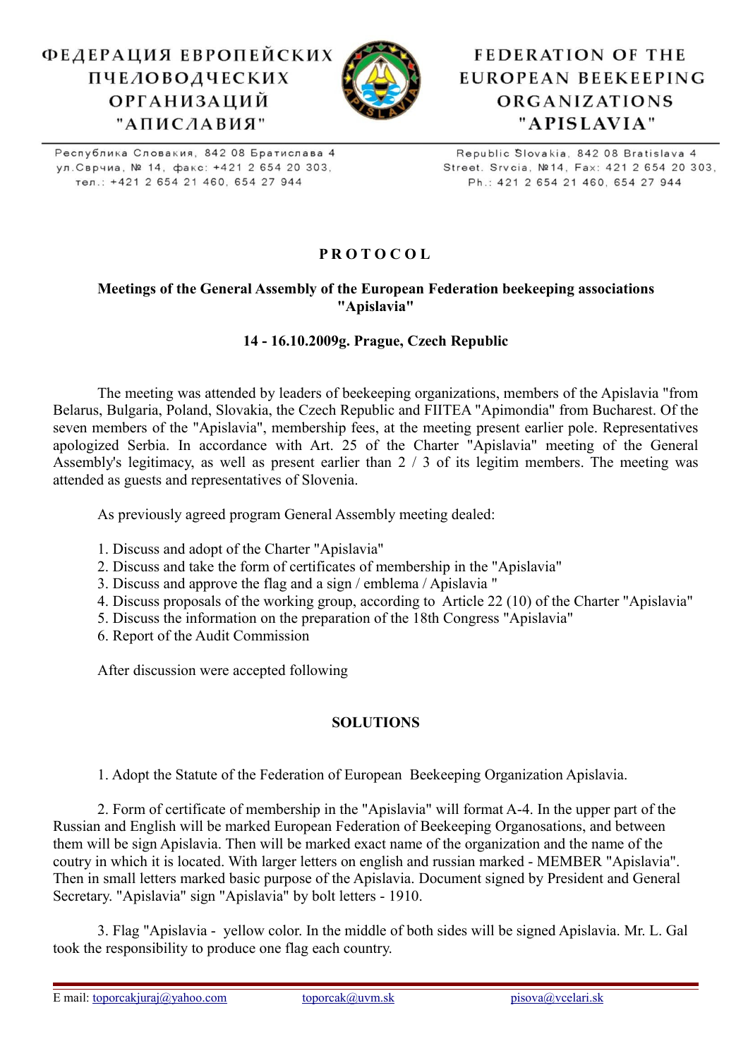ФЕДЕРАЦИЯ ЕВРОПЕЙСКИХ ПЧЕЛОВОДЧЕСКИХ ОРГАНИЗАЦИЙ "АПИСЛАВИЯ"

FEDERATION OF THE EUROPEAN BEEKEEPING ORGANIZATIONS "APISLAVIA"

Республика Словакия, 842 08 Братислава 4
ул.Срвчиа, № 14, факс: +421 2 654 20 303,
тел.: +421 2 654 21 460, 654 27 944

Republic Slovakia, 842 08 Bratislava 4
Street. Srvcia, №14, Fax: 421 2 654 20 303,
Ph.: 421 2 654 21 460, 654 27 944

# PROTOCOL

## Meetings of the General Assembly of the European Federation beekeeping associations "Apislavia"

### 14 - 16.10.2009g. Prague, Czech Republic

The meeting was attended by leaders of beekeeping organizations, members of the Apislavia "from Belarus, Bulgaria, Poland, Slovakia, the Czech Republic and FIITEA "Apimondia" from Bucharest. Of the seven members of the "Apislavia", membership fees, at the meeting present earlier pole. Representatives apologized Serbia. In accordance with Art. 25 of the Charter "Apislavia" meeting of the General Assembly's legitimacy, as well as present earlier than 2 / 3 of its legitim members. The meeting was attended as guests and representatives of Slovenia.

As previously agreed program General Assembly meeting dealed:

1. Discuss and adopt of the Charter "Apislavia"
2. Discuss and take the form of certificates of membership in the "Apislavia"
3. Discuss and approve the flag and a sign / emblema / Apislavia "
4. Discuss proposals of the working group, according to Article 22 (10) of the Charter "Apislavia"
5. Discuss the information on the preparation of the 18th Congress "Apislavia"
6. Report of the Audit Commission

After discussion were accepted following

## SOLUTIONS

1. Adopt the Statute of the Federation of European Beekeeping Organization Apislavia.

2. Form of certificate of membership in the "Apislavia" will format A-4. In the upper part of the Russian and English will be marked European Federation of Beekeeping Organosations, and between them will be sign Apislavia. Then will be marked exact name of the organization and the name of the coutry in which it is located. With larger letters on english and russian marked - MEMBER "Apislavia". Then in small letters marked basic purpose of the Apislavia. Document signed by President and General Secretary. "Apislavia" sign "Apislavia" by bolt letters - 1910.

3. Flag "Apislavia - yellow color. In the middle of both sides will be signed Apislavia. Mr. L. Gal took the responsibility to produce one flag each country.

E mail: toporcakjuraj@yahoo.com toporcak@uvm.sk pisova@vcelari.sk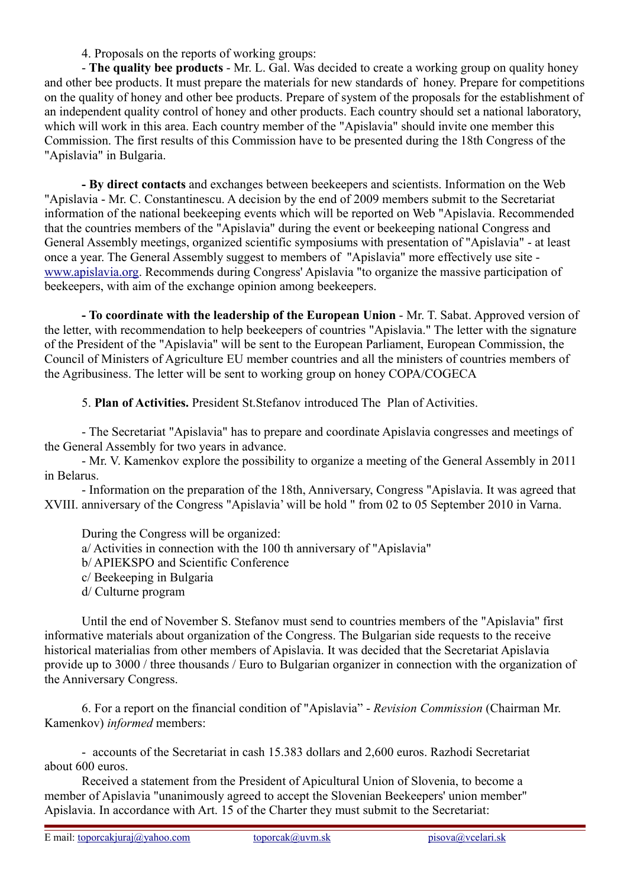4. Proposals on the reports of working groups:

- **The quality bee products** - Mr. L. Gal. Was decided to create a working group on quality honey and other bee products. It must prepare the materials for new standards of honey. Prepare for competitions on the quality of honey and other bee products. Prepare of system of the proposals for the establishment of an independent quality control of honey and other products. Each country should set a national laboratory, which will work in this area. Each country member of the "Apislavia" should invite one member this Commission. The first results of this Commission have to be presented during the 18th Congress of the "Apislavia" in Bulgaria.

**- By direct contacts** and exchanges between beekeepers and scientists. Information on the Web "Apislavia - Mr. C. Constantinescu. A decision by the end of 2009 members submit to the Secretariat information of the national beekeeping events which will be reported on Web "Apislavia. Recommended that the countries members of the "Apislavia" during the event or beekeeping national Congress and General Assembly meetings, organized scientific symposiums with presentation of "Apislavia" - at least once a year. The General Assembly suggest to members of "Apislavia" more effectively use site - www.apislavia.org. Recommends during Congress' Apislavia "to organize the massive participation of beekeepers, with aim of the exchange opinion among beekeepers.

**- To coordinate with the leadership of the European Union** - Mr. T. Sabat. Approved version of the letter, with recommendation to help beekeepers of countries "Apislavia." The letter with the signature of the President of the "Apislavia" will be sent to the European Parliament, European Commission, the Council of Ministers of Agriculture EU member countries and all the ministers of countries members of the Agribusiness. The letter will be sent to working group on honey COPA/COGECA

5. **Plan of Activities.** President St.Stefanov introduced The Plan of Activities.

- The Secretariat "Apislavia" has to prepare and coordinate Apislavia congresses and meetings of the General Assembly for two years in advance.
- Mr. V. Kamenkov explore the possibility to organize a meeting of the General Assembly in 2011 in Belarus.
- Information on the preparation of the 18th, Anniversary, Congress "Apislavia. It was agreed that XVIII. anniversary of the Congress "Apislavia' will be hold " from 02 to 05 September 2010 in Varna.

During the Congress will be organized:

a/ Activities in connection with the 100 th anniversary of "Apislavia"
b/ APIEKSPO and Scientific Conference
c/ Beekeeping in Bulgaria
d/ Culturne program

Until the end of November S. Stefanov must send to countries members of the "Apislavia" first informative materials about organization of the Congress. The Bulgarian side requests to the receive historical materialias from other members of Apislavia. It was decided that the Secretariat Apislavia provide up to 3000 / three thousands / Euro to Bulgarian organizer in connection with the organization of the Anniversary Congress.

6. For a report on the financial condition of "Apislavia" - *Revision Commission* (Chairman Mr. Kamenkov) *informed* members:

- accounts of the Secretariat in cash 15.383 dollars and 2,600 euros. Razhodi Secretariat about 600 euros.

Received a statement from the President of Apicultural Union of Slovenia, to become a member of Apislavia "unanimously agreed to accept the Slovenian Beekeepers' union member" Apislavia. In accordance with Art. 15 of the Charter they must submit to the Secretariat:

E mail: toporcakjuraj@yahoo.com toporcak@uvm.sk pisova@vcelari.sk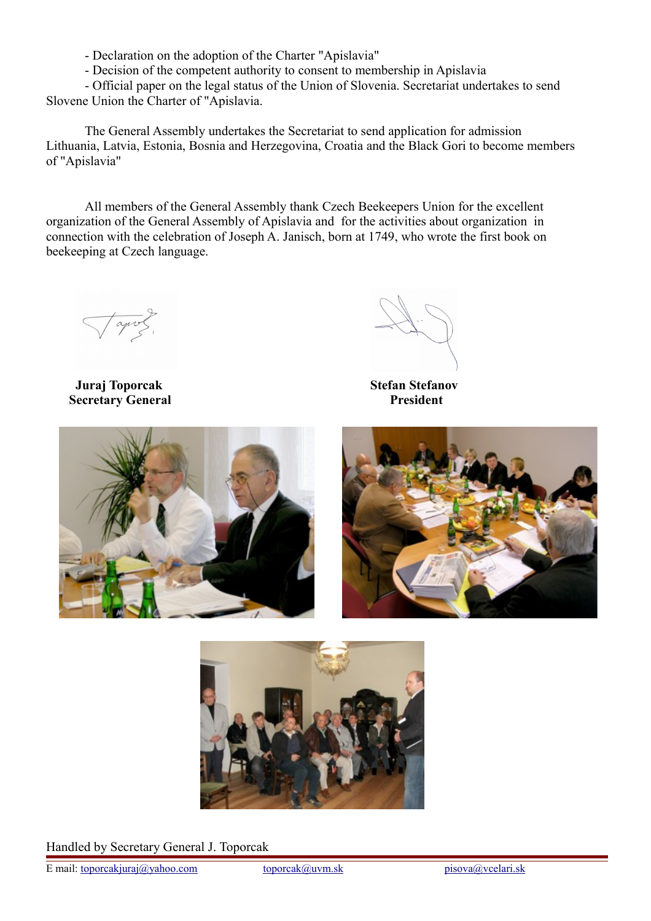- Declaration on the adoption of the Charter "Apislavia"
- Decision of the competent authority to consent to membership in Apislavia
- Official paper on the legal status of the Union of Slovenia. Secretariat undertakes to send Slovene Union the Charter of "Apislavia.

The General Assembly undertakes the Secretariat to send application for admission Lithuania, Latvia, Estonia, Bosnia and Herzegovina, Croatia and the Black Gori to become members of "Apislavia"

All members of the General Assembly thank Czech Beekeepers Union for the excellent organization of the General Assembly of Apislavia and for the activities about organization in connection with the celebration of Joseph A. Janisch, born at 1749, who wrote the first book on beekeeping at Czech language.

**Juraj Toporcak**
**Secretary General**

**Stefan Stefanov**
**President**

Handled by Secretary General J. Toporcak

E mail: toporcakjuraj@yahoo.com toporcak@uvm.sk pisova@vcelari.sk